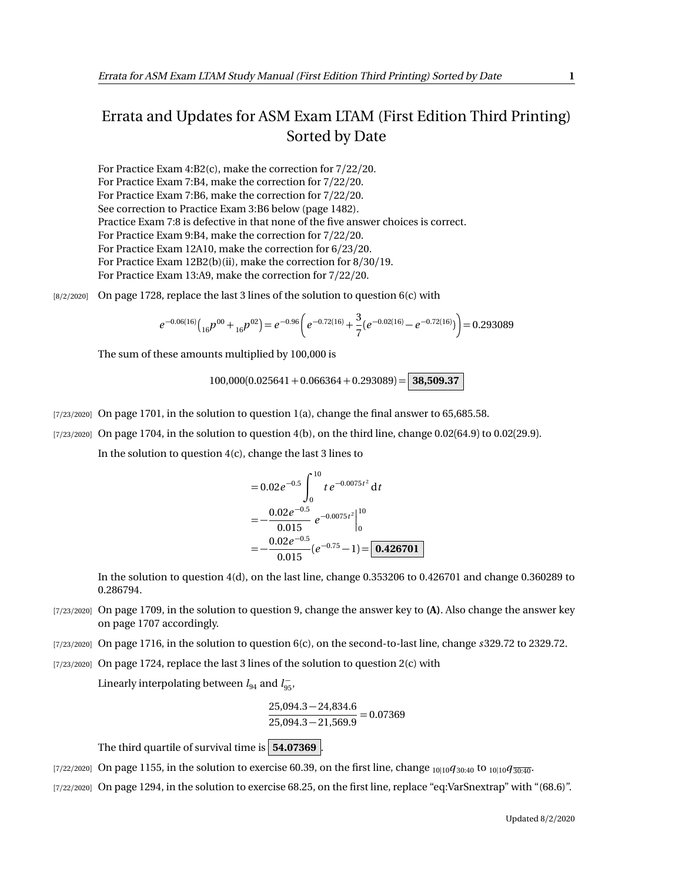# Errata and Updates for ASM Exam LTAM (First Edition Third Printing) Sorted by Date

For Practice Exam 4:B2(c), make the correction for 7/22/20.
For Practice Exam 7:B4, make the correction for 7/22/20.
For Practice Exam 7:B6, make the correction for 7/22/20.
See correction to Practice Exam 3:B6 below (page 1482).
Practice Exam 7:8 is defective in that none of the five answer choices is correct.
For Practice Exam 9:B4, make the correction for 7/22/20.
For Practice Exam 12A10, make the correction for 6/23/20.
For Practice Exam 12B2(b)(ii), make the correction for 8/30/19.
For Practice Exam 13:A9, make the correction for 7/22/20.

[8/2/2020] On page 1728, replace the last 3 lines of the solution to question 6(c) with

$$e^{-0.06(16)}\left({}_{16}p^{00} + {}_{16}p^{02}\right) = e^{-0.96}\left(e^{-0.72(16)} + \frac{3}{7}(e^{-0.02(16)} - e^{-0.72(16)})\right) = 0.293089$$

The sum of these amounts multiplied by 100,000 is

$$100{,}000(0.025641 + 0.066364 + 0.293089) = \boxed{\mathbf{38{,}509.37}}$$

[7/23/2020] On page 1701, in the solution to question 1(a), change the final answer to 65,685.58.

[7/23/2020] On page 1704, in the solution to question 4(b), on the third line, change 0.02(64.9) to 0.02(29.9).

In the solution to question 4(c), change the last 3 lines to

$$\begin{aligned}
&= 0.02e^{-0.5}\int_0^{10} t\,e^{-0.0075t^2}\,\mathrm{d}t \\
&= -\frac{0.02e^{-0.5}}{0.015}\ e^{-0.0075t^2}\Big|_0^{10} \\
&= -\frac{0.02e^{-0.5}}{0.015}(e^{-0.75} - 1) = \boxed{\mathbf{0.426701}}
\end{aligned}$$

In the solution to question 4(d), on the last line, change 0.353206 to 0.426701 and change 0.360289 to 0.286794.

[7/23/2020] On page 1709, in the solution to question 9, change the answer key to **(A)**. Also change the answer key on page 1707 accordingly.

[7/23/2020] On page 1716, in the solution to question 6(c), on the second-to-last line, change $s$329.72 to 2329.72.

[7/23/2020] On page 1724, replace the last 3 lines of the solution to question 2(c) with

Linearly interpolating between $l_{94}$ and $l_{95}^{-}$,

$$\frac{25{,}094.3 - 24{,}834.6}{25{,}094.3 - 21{,}569.9} = 0.07369$$

The third quartile of survival time is $\boxed{\mathbf{54.07369}}$.

[7/22/2020] On page 1155, in the solution to exercise 60.39, on the first line, change ${}_{10|10}q_{30:40}$ to ${}_{10|10}q_{\overline{30:40}}$.

[7/22/2020] On page 1294, in the solution to exercise 68.25, on the first line, replace "eq:VarSnextrap" with "(68.6)".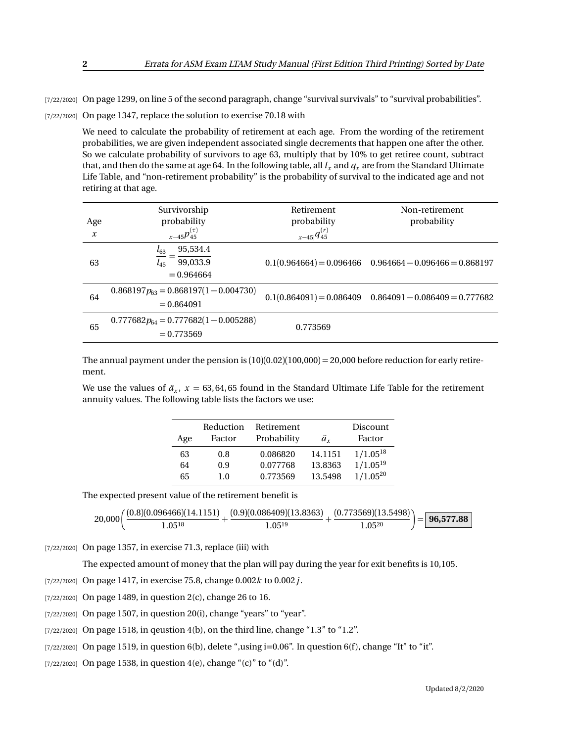[7/22/2020] On page 1299, on line 5 of the second paragraph, change "survival survivals" to "survival probabilities".

[7/22/2020] On page 1347, replace the solution to exercise 70.18 with

We need to calculate the probability of retirement at each age. From the wording of the retirement probabilities, we are given independent associated single decrements that happen one after the other. So we calculate probability of survivors to age 63, multiply that by 10% to get retiree count, subtract that, and then do the same at age 64. In the following table, all $l_x$ and $q_x$ are from the Standard Ultimate Life Table, and "non-retirement probability" is the probability of survival to the indicated age and not retiring at that age.

| Age $x$ | Survivorship probability ${}_{x-45}p_{45}^{(\tau)}$ | Retirement probability ${}_{x-45|}q_{45}^{(r)}$ | Non-retirement probability |
|---|---|---|---|
| 63 | $\dfrac{l_{63}}{l_{45}} = \dfrac{95{,}534.4}{99{,}033.9} = 0.964664$ | $0.1(0.964664) = 0.096466$ | $0.964664 - 0.096466 = 0.868197$ |
| 64 | $0.868197p_{63} = 0.868197(1-0.004730) = 0.864091$ | $0.1(0.864091) = 0.086409$ | $0.864091 - 0.086409 = 0.777682$ |
| 65 | $0.777682p_{64} = 0.777682(1-0.005288) = 0.773569$ | 0.773569 | |

The annual payment under the pension is $(10)(0.02)(100{,}000) = 20{,}000$ before reduction for early retirement.

We use the values of $\ddot{a}_x$, $x = 63, 64, 65$ found in the Standard Ultimate Life Table for the retirement annuity values. The following table lists the factors we use:

| Age | Reduction Factor | Retirement Probability | $\ddot{a}_x$ | Discount Factor |
|---|---|---|---|---|
| 63 | 0.8 | 0.086820 | 14.1151 | $1/1.05^{18}$ |
| 64 | 0.9 | 0.077768 | 13.8363 | $1/1.05^{19}$ |
| 65 | 1.0 | 0.773569 | 13.5498 | $1/1.05^{20}$ |

The expected present value of the retirement benefit is

$$20{,}000\left(\frac{(0.8)(0.096466)(14.1151)}{1.05^{18}} + \frac{(0.9)(0.086409)(13.8363)}{1.05^{19}} + \frac{(0.773569)(13.5498)}{1.05^{20}}\right) = \boxed{\mathbf{96{,}577.88}}$$

[7/22/2020] On page 1357, in exercise 71.3, replace (iii) with

The expected amount of money that the plan will pay during the year for exit benefits is 10,105.

[7/22/2020] On page 1417, in exercise 75.8, change $0.002k$ to $0.002j$.

[7/22/2020] On page 1489, in question 2(c), change 26 to 16.

[7/22/2020] On page 1507, in question 20(i), change "years" to "year".

[7/22/2020] On page 1518, in qestuion 4(b), on the third line, change "1.3" to "1.2".

[7/22/2020] On page 1519, in question 6(b), delete ",using i=0.06". In question 6(f), change "It" to "it".

[7/22/2020] On page 1538, in question 4(e), change "(c)" to "(d)".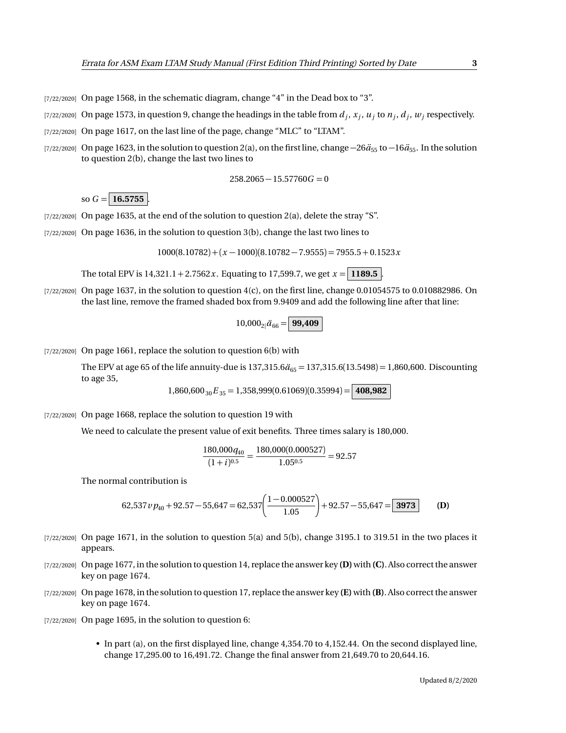[7/22/2020] On page 1568, in the schematic diagram, change "4" in the Dead box to "3".

[7/22/2020] On page 1573, in question 9, change the headings in the table from $d_j$, $x_j$, $u_j$ to $n_j$, $d_j$, $w_j$ respectively.

[7/22/2020] On page 1617, on the last line of the page, change "MLC" to "LTAM".

[7/22/2020] On page 1623, in the solution to question 2(a), on the first line, change $-26\ddot{a}_{55}$ to $-16\ddot{a}_{55}$. In the solution to question 2(b), change the last two lines to

$$258.2065 - 15.57760G = 0$$

so $G = \boxed{\mathbf{16.5755}}$.

[7/22/2020] On page 1635, at the end of the solution to question 2(a), delete the stray "S".

[7/22/2020] On page 1636, in the solution to question 3(b), change the last two lines to

$$1000(8.10782) + (x - 1000)(8.10782 - 7.9555) = 7955.5 + 0.1523x$$

The total EPV is $14{,}321.1 + 2.7562x$. Equating to 17,599.7, we get $x = \boxed{\mathbf{1189.5}}$.

[7/22/2020] On page 1637, in the solution to question 4(c), on the first line, change 0.01054575 to 0.010882986. On the last line, remove the framed shaded box from 9.9409 and add the following line after that line:

$$10{,}000\,{}_{2|}\ddot{a}_{66} = \boxed{\mathbf{99{,}409}}$$

[7/22/2020] On page 1661, replace the solution to question 6(b) with

The EPV at age 65 of the life annuity-due is $137{,}315.6\ddot{a}_{65} = 137{,}315.6(13.5498) = 1{,}860{,}600$. Discounting to age 35,

$$1{,}860{,}600\,{}_{30}E_{35} = 1{,}358{,}999(0.61069)(0.35994) = \boxed{\mathbf{408{,}982}}$$

[7/22/2020] On page 1668, replace the solution to question 19 with

We need to calculate the present value of exit benefits. Three times salary is 180,000.

$$\frac{180{,}000q_{40}}{(1+i)^{0.5}} = \frac{180{,}000(0.000527)}{1.05^{0.5}} = 92.57$$

The normal contribution is

$$62{,}537\,v\,p_{40} + 92.57 - 55{,}647 = 62{,}537\left(\frac{1 - 0.000527}{1.05}\right) + 92.57 - 55{,}647 = \boxed{\mathbf{3973}} \qquad \textbf{(D)}$$

[7/22/2020] On page 1671, in the solution to question 5(a) and 5(b), change 3195.1 to 319.51 in the two places it appears.

[7/22/2020] On page 1677, in the solution to question 14, replace the answer key **(D)** with **(C)**. Also correct the answer key on page 1674.

[7/22/2020] On page 1678, in the solution to question 17, replace the answer key **(E)** with **(B)**. Also correct the answer key on page 1674.

[7/22/2020] On page 1695, in the solution to question 6:

- In part (a), on the first displayed line, change 4,354.70 to 4,152.44. On the second displayed line, change 17,295.00 to 16,491.72. Change the final answer from 21,649.70 to 20,644.16.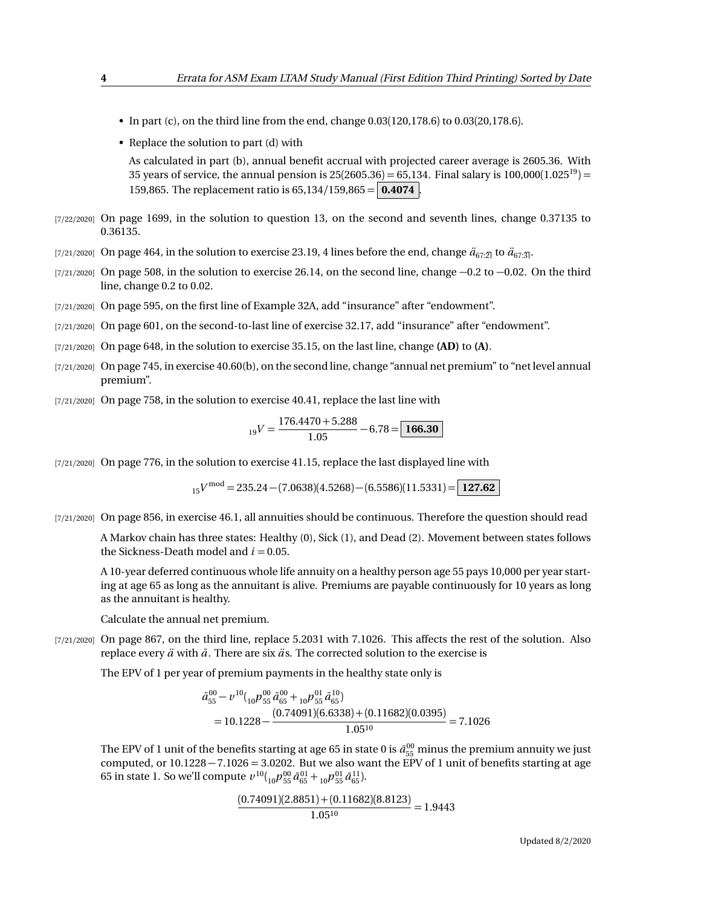- In part (c), on the third line from the end, change 0.03(120,178.6) to 0.03(20,178.6).
- Replace the solution to part (d) with

  As calculated in part (b), annual benefit accrual with projected career average is 2605.36. With 35 years of service, the annual pension is $25(2605.36) = 65{,}134$. Final salary is $100{,}000(1.025^{19}) = 159{,}865$. The replacement ratio is $65{,}134/159{,}865 = \boxed{\mathbf{0.4074}}$.

[7/22/2020] On page 1699, in the solution to question 13, on the second and seventh lines, change 0.37135 to 0.36135.

[7/21/2020] On page 464, in the solution to exercise 23.19, 4 lines before the end, change $\ddot{a}_{67:\overline{2}|}$ to $\ddot{a}_{67:\overline{3}|}$.

[7/21/2020] On page 508, in the solution to exercise 26.14, on the second line, change −0.2 to −0.02. On the third line, change 0.2 to 0.02.

[7/21/2020] On page 595, on the first line of Example 32A, add "insurance" after "endowment".

[7/21/2020] On page 601, on the second-to-last line of exercise 32.17, add "insurance" after "endowment".

[7/21/2020] On page 648, in the solution to exercise 35.15, on the last line, change **(AD)** to **(A)**.

[7/21/2020] On page 745, in exercise 40.60(b), on the second line, change "annual net premium" to "net level annual premium".

[7/21/2020] On page 758, in the solution to exercise 40.41, replace the last line with

$$_{19}V = \frac{176.4470 + 5.288}{1.05} - 6.78 = \boxed{\mathbf{166.30}}$$

[7/21/2020] On page 776, in the solution to exercise 41.15, replace the last displayed line with

$$_{15}V^{\text{mod}} = 235.24 - (7.0638)(4.5268) - (6.5586)(11.5331) = \boxed{\mathbf{127.62}}$$

[7/21/2020] On page 856, in exercise 46.1, all annuities should be continuous. Therefore the question should read

A Markov chain has three states: Healthy (0), Sick (1), and Dead (2). Movement between states follows the Sickness-Death model and $i = 0.05$.

A 10-year deferred continuous whole life annuity on a healthy person age 55 pays 10,000 per year starting at age 65 as long as the annuitant is alive. Premiums are payable continuously for 10 years as long as the annuitant is healthy.

Calculate the annual net premium.

[7/21/2020] On page 867, on the third line, replace 5.2031 with 7.1026. This affects the rest of the solution. Also replace every $\ddot{a}$ with $\bar{a}$. There are six $\ddot{a}$s. The corrected solution to the exercise is

The EPV of 1 per year of premium payments in the healthy state only is

$$\begin{aligned}
&\bar{a}^{00}_{55} - v^{10}\left({}_{10}p^{00}_{55}\,\bar{a}^{00}_{65} + {}_{10}p^{01}_{55}\,\bar{a}^{10}_{65}\right) \\
&\quad = 10.1228 - \frac{(0.74091)(6.6338) + (0.11682)(0.0395)}{1.05^{10}} = 7.1026
\end{aligned}$$

The EPV of 1 unit of the benefits starting at age 65 in state 0 is $\bar{a}^{00}_{55}$ minus the premium annuity we just computed, or $10.1228 - 7.1026 = 3.0202$. But we also want the EPV of 1 unit of benefits starting at age 65 in state 1. So we'll compute $v^{10}\left({}_{10}p^{00}_{55}\,\bar{a}^{01}_{65} + {}_{10}p^{01}_{55}\,\bar{a}^{11}_{65}\right)$.

$$\frac{(0.74091)(2.8851) + (0.11682)(8.8123)}{1.05^{10}} = 1.9443$$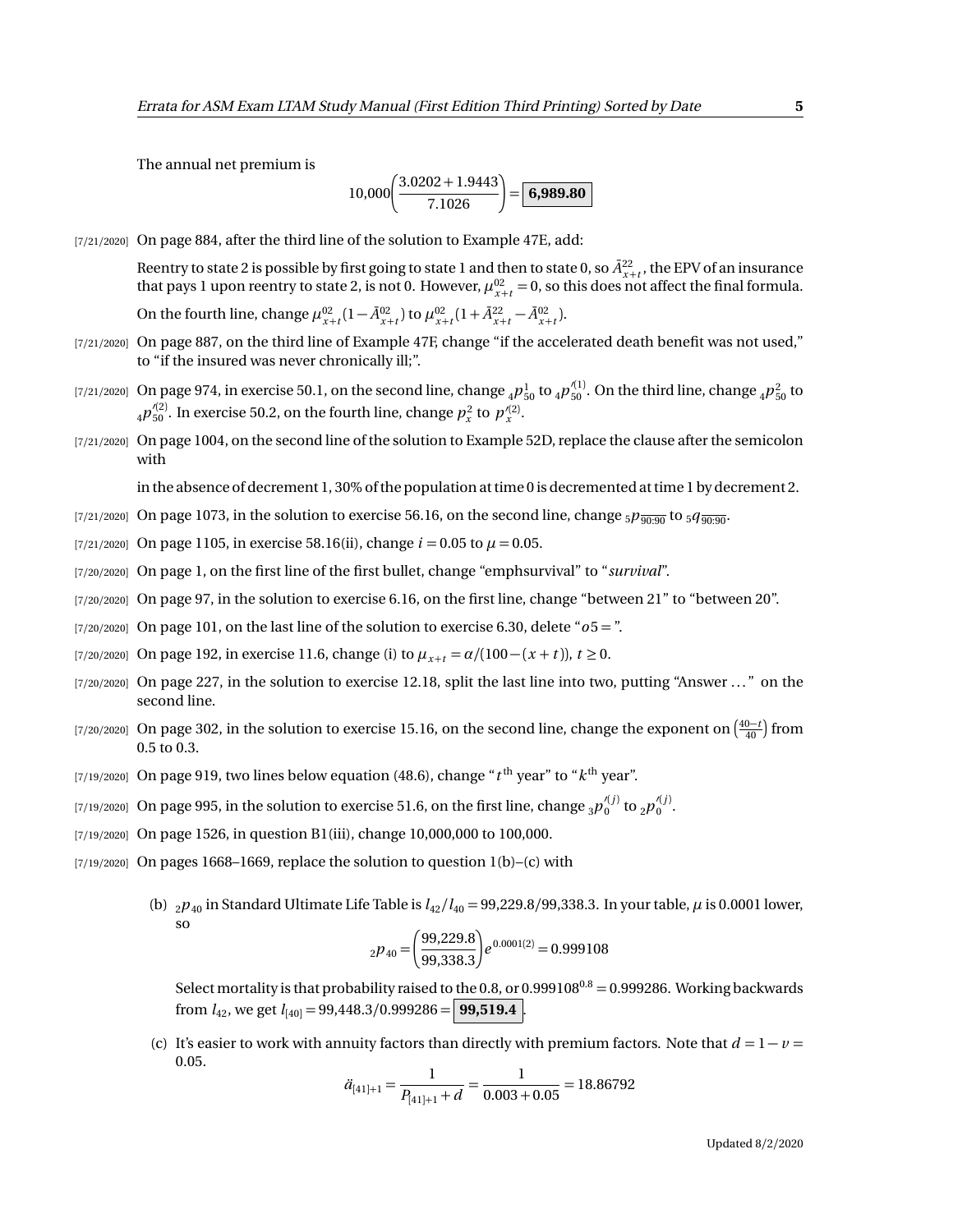The annual net premium is

$$10{,}000\left(\frac{3.0202+1.9443}{7.1026}\right)=\boxed{\mathbf{6{,}989.80}}$$

[7/21/2020] On page 884, after the third line of the solution to Example 47E, add:

Reentry to state 2 is possible by first going to state 1 and then to state 0, so $\bar{A}^{22}_{x+t}$, the EPV of an insurance that pays 1 upon reentry to state 2, is not 0. However, $\mu^{02}_{x+t}=0$, so this does not affect the final formula.

On the fourth line, change $\mu^{02}_{x+t}(1-\bar{A}^{02}_{x+t})$ to $\mu^{02}_{x+t}(1+\bar{A}^{22}_{x+t}-\bar{A}^{02}_{x+t})$.

[7/21/2020] On page 887, on the third line of Example 47F, change "if the accelerated death benefit was not used," to "if the insured was never chronically ill;".

[7/21/2020] On page 974, in exercise 50.1, on the second line, change ${}_4p^1_{50}$ to ${}_4p'^{(1)}_{50}$. On the third line, change ${}_4p^2_{50}$ to ${}_4p'^{(2)}_{50}$. In exercise 50.2, on the fourth line, change $p^2_x$ to $p'^{(2)}_x$.

[7/21/2020] On page 1004, on the second line of the solution to Example 52D, replace the clause after the semicolon with

in the absence of decrement 1, 30% of the population at time 0 is decremented at time 1 by decrement 2.

[7/21/2020] On page 1073, in the solution to exercise 56.16, on the second line, change ${}_5p_{\overline{90:90}}$ to ${}_5q_{\overline{90:90}}$.

[7/21/2020] On page 1105, in exercise 58.16(ii), change $i=0.05$ to $\mu=0.05$.

[7/20/2020] On page 1, on the first line of the first bullet, change "emphsurvival" to "*survival*".

[7/20/2020] On page 97, in the solution to exercise 6.16, on the first line, change "between 21" to "between 20".

[7/20/2020] On page 101, on the last line of the solution to exercise 6.30, delete "$o5=$".

[7/20/2020] On page 192, in exercise 11.6, change (i) to $\mu_{x+t}=\alpha/(100-(x+t))$, $t\ge 0$.

[7/20/2020] On page 227, in the solution to exercise 12.18, split the last line into two, putting "Answer ..." on the second line.

[7/20/2020] On page 302, in the solution to exercise 15.16, on the second line, change the exponent on $\left(\frac{40-t}{40}\right)$ from 0.5 to 0.3.

[7/19/2020] On page 919, two lines below equation (48.6), change "$t^{\text{th}}$ year" to "$k^{\text{th}}$ year".

[7/19/2020] On page 995, in the solution to exercise 51.6, on the first line, change ${}_3p'^{(j)}_0$ to ${}_2p'^{(j)}_0$.

[7/19/2020] On page 1526, in question B1(iii), change 10,000,000 to 100,000.

[7/19/2020] On pages 1668–1669, replace the solution to question 1(b)–(c) with

(b) ${}_2p_{40}$ in Standard Ultimate Life Table is $l_{42}/l_{40}=99{,}229.8/99{,}338.3$. In your table, $\mu$ is 0.0001 lower, so

$${}_2p_{40}=\left(\frac{99{,}229.8}{99{,}338.3}\right)e^{0.0001(2)}=0.999108$$

Select mortality is that probability raised to the 0.8, or $0.999108^{0.8}=0.999286$. Working backwards from $l_{42}$, we get $l_{[40]}=99{,}448.3/0.999286=\boxed{\mathbf{99{,}519.4}}$.

(c) It's easier to work with annuity factors than directly with premium factors. Note that $d=1-v=0.05$.

$$\ddot{a}_{[41]+1}=\frac{1}{P_{[41]+1}+d}=\frac{1}{0.003+0.05}=18.86792$$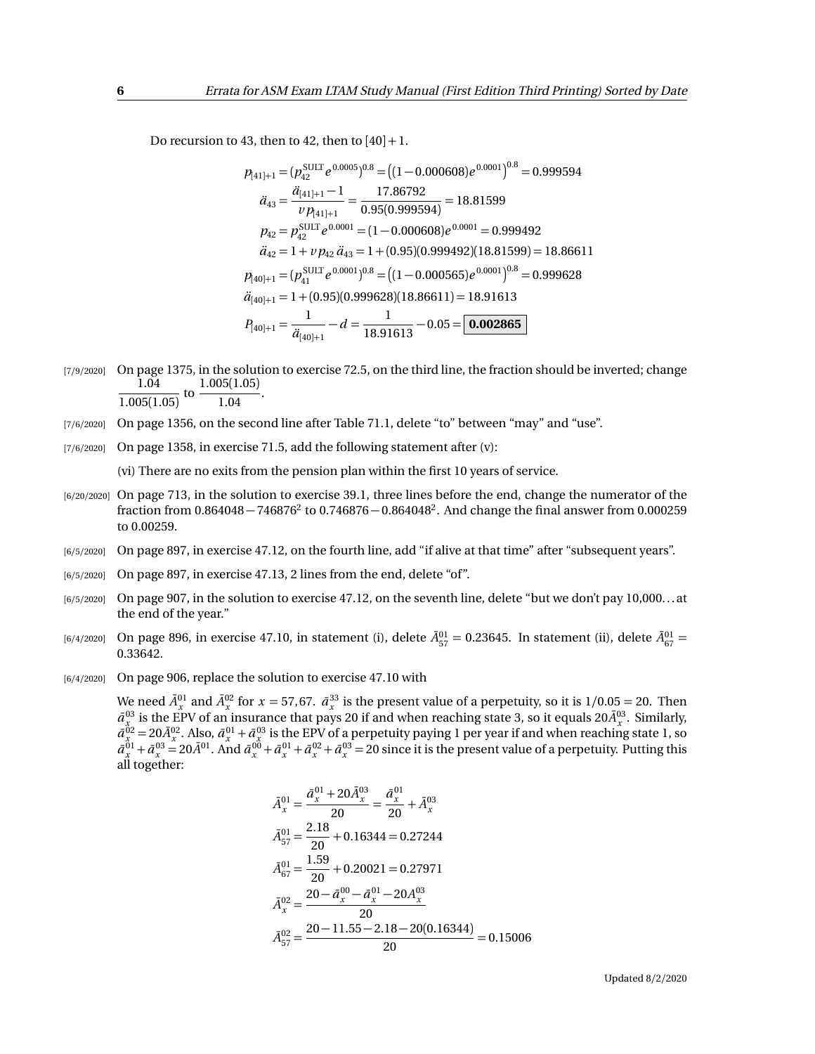Do recursion to 43, then to 42, then to $[40]+1$.

$$p_{[41]+1} = (p_{42}^{\text{SULT}} e^{0.0005})^{0.8} = \left((1-0.000608)e^{0.0001}\right)^{0.8} = 0.999594$$

$$\ddot{a}_{43} = \frac{\ddot{a}_{[41]+1} - 1}{v\,p_{[41]+1}} = \frac{17.86792}{0.95(0.999594)} = 18.81599$$

$$p_{42} = p_{42}^{\text{SULT}} e^{0.0001} = (1-0.000608)e^{0.0001} = 0.999492$$

$$\ddot{a}_{42} = 1 + v\,p_{42}\,\ddot{a}_{43} = 1 + (0.95)(0.999492)(18.81599) = 18.86611$$

$$p_{[40]+1} = (p_{41}^{\text{SULT}} e^{0.0001})^{0.8} = \left((1-0.000565)e^{0.0001}\right)^{0.8} = 0.999628$$

$$\ddot{a}_{[40]+1} = 1 + (0.95)(0.999628)(18.86611) = 18.91613$$

$$P_{[40]+1} = \frac{1}{\ddot{a}_{[40]+1}} - d = \frac{1}{18.91613} - 0.05 = \boxed{0.002865}$$

[7/9/2020] On page 1375, in the solution to exercise 72.5, on the third line, the fraction should be inverted; change $\dfrac{1.04}{1.005(1.05)}$ to $\dfrac{1.005(1.05)}{1.04}$.

[7/6/2020] On page 1356, on the second line after Table 71.1, delete "to" between "may" and "use".

[7/6/2020] On page 1358, in exercise 71.5, add the following statement after (v):

(vi) There are no exits from the pension plan within the first 10 years of service.

[6/20/2020] On page 713, in the solution to exercise 39.1, three lines before the end, change the numerator of the fraction from $0.864048 - 746876^2$ to $0.746876 - 0.864048^2$. And change the final answer from 0.000259 to 0.00259.

[6/5/2020] On page 897, in exercise 47.12, on the fourth line, add "if alive at that time" after "subsequent years".

[6/5/2020] On page 897, in exercise 47.13, 2 lines from the end, delete "of".

[6/5/2020] On page 907, in the solution to exercise 47.12, on the seventh line, delete "but we don't pay 10,000... at the end of the year."

[6/4/2020] On page 896, in exercise 47.10, in statement (i), delete $\bar{A}_{57}^{01} = 0.23645$. In statement (ii), delete $\bar{A}_{67}^{01} = 0.33642$.

[6/4/2020] On page 906, replace the solution to exercise 47.10 with

We need $\bar{A}_x^{01}$ and $\bar{A}_x^{02}$ for $x = 57, 67$. $\bar{a}_x^{33}$ is the present value of a perpetuity, so it is $1/0.05 = 20$. Then $\bar{a}_x^{03}$ is the EPV of an insurance that pays 20 if and when reaching state 3, so it equals $20\bar{A}_x^{03}$. Similarly, $\bar{a}_x^{02} = 20\bar{A}_x^{02}$. Also, $\bar{a}_x^{01} + \bar{a}_x^{03}$ is the EPV of a perpetuity paying 1 per year if and when reaching state 1, so $\bar{a}_x^{01} + \bar{a}_x^{03} = 20\bar{A}^{01}$. And $\bar{a}_x^{00} + \bar{a}_x^{01} + \bar{a}_x^{02} + \bar{a}_x^{03} = 20$ since it is the present value of a perpetuity. Putting this all together:

$$\bar{A}_x^{01} = \frac{\bar{a}_x^{01} + 20\bar{A}_x^{03}}{20} = \frac{\bar{a}_x^{01}}{20} + \bar{A}_x^{03}$$

$$\bar{A}_{57}^{01} = \frac{2.18}{20} + 0.16344 = 0.27244$$

$$\bar{A}_{67}^{01} = \frac{1.59}{20} + 0.20021 = 0.27971$$

$$\bar{A}_x^{02} = \frac{20 - \bar{a}_x^{00} - \bar{a}_x^{01} - 20A_x^{03}}{20}$$

$$\bar{A}_{57}^{02} = \frac{20 - 11.55 - 2.18 - 20(0.16344)}{20} = 0.15006$$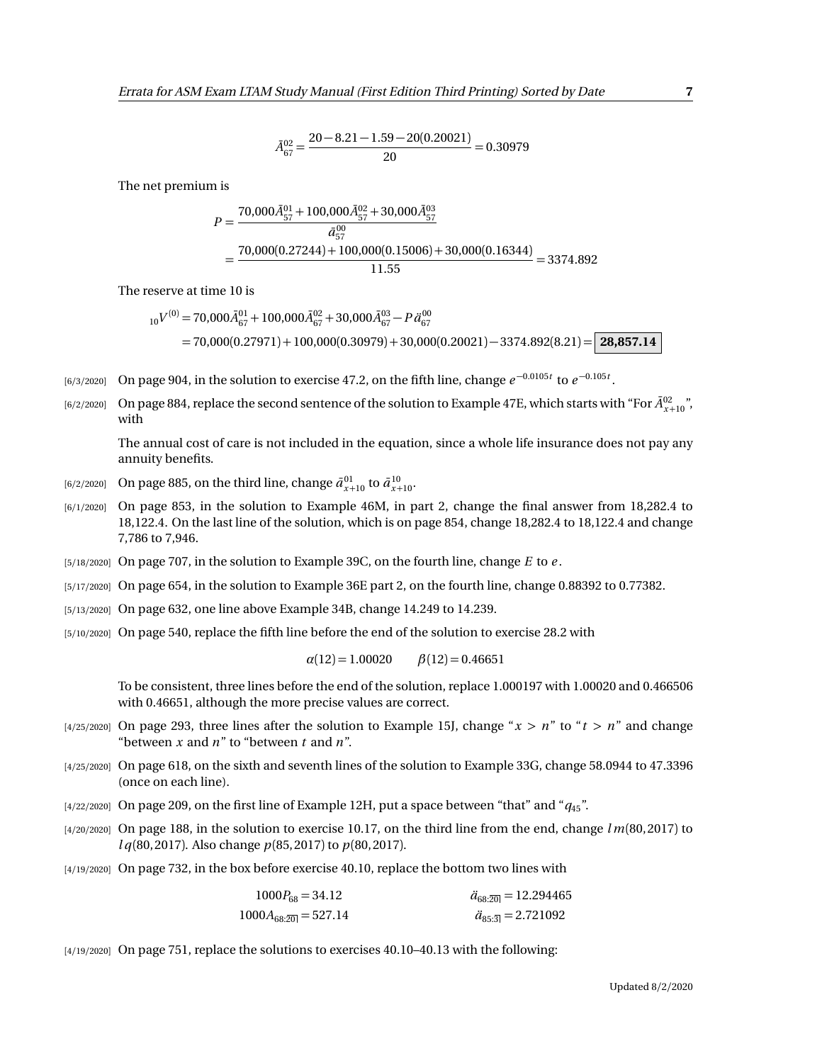$$\bar{A}^{02}_{67} = \frac{20 - 8.21 - 1.59 - 20(0.20021)}{20} = 0.30979$$

The net premium is

$$\begin{aligned} P &= \frac{70{,}000\bar{A}^{01}_{57} + 100{,}000\bar{A}^{02}_{57} + 30{,}000\bar{A}^{03}_{57}}{\bar{a}^{00}_{57}} \\ &= \frac{70{,}000(0.27244) + 100{,}000(0.15006) + 30{,}000(0.16344)}{11.55} = 3374.892 \end{aligned}$$

The reserve at time 10 is

$$\begin{aligned} {}_{10}V^{(0)} &= 70{,}000\bar{A}^{01}_{67} + 100{,}000\bar{A}^{02}_{67} + 30{,}000\bar{A}^{03}_{67} - P\ddot{a}^{00}_{67} \\ &= 70{,}000(0.27971) + 100{,}000(0.30979) + 30{,}000(0.20021) - 3374.892(8.21) = \boxed{\mathbf{28{,}857.14}} \end{aligned}$$

[6/3/2020] On page 904, in the solution to exercise 47.2, on the fifth line, change $e^{-0.0105t}$ to $e^{-0.105t}$.

[6/2/2020] On page 884, replace the second sentence of the solution to Example 47E, which starts with "For $\bar{A}^{02}_{x+10}$", with

The annual cost of care is not included in the equation, since a whole life insurance does not pay any annuity benefits.

[6/2/2020] On page 885, on the third line, change $\bar{a}^{01}_{x+10}$ to $\bar{a}^{10}_{x+10}$.

[6/1/2020] On page 853, in the solution to Example 46M, in part 2, change the final answer from 18,282.4 to 18,122.4. On the last line of the solution, which is on page 854, change 18,282.4 to 18,122.4 and change 7,786 to 7,946.

[5/18/2020] On page 707, in the solution to Example 39C, on the fourth line, change $E$ to $e$.

[5/17/2020] On page 654, in the solution to Example 36E part 2, on the fourth line, change 0.88392 to 0.77382.

[5/13/2020] On page 632, one line above Example 34B, change 14.249 to 14.239.

[5/10/2020] On page 540, replace the fifth line before the end of the solution to exercise 28.2 with

$$\alpha(12) = 1.00020 \qquad \beta(12) = 0.46651$$

To be consistent, three lines before the end of the solution, replace 1.000197 with 1.00020 and 0.466506 with 0.46651, although the more precise values are correct.

[4/25/2020] On page 293, three lines after the solution to Example 15J, change "$x > n$" to "$t > n$" and change "between $x$ and $n$" to "between $t$ and $n$".

[4/25/2020] On page 618, on the sixth and seventh lines of the solution to Example 33G, change 58.0944 to 47.3396 (once on each line).

[4/22/2020] On page 209, on the first line of Example 12H, put a space between "that" and "$q_{45}$".

[4/20/2020] On page 188, in the solution to exercise 10.17, on the third line from the end, change $l\,m(80,2017)$ to $l\,q(80,2017)$. Also change $p(85,2017)$ to $p(80,2017)$.

[4/19/2020] On page 732, in the box before exercise 40.10, replace the bottom two lines with

$$1000P_{68} = 34.12 \qquad \ddot{a}_{68:\overline{20}|} = 12.294465$$
$$1000A_{68:\overline{20}|} = 527.14 \qquad \ddot{a}_{85:\overline{3}|} = 2.721092$$

[4/19/2020] On page 751, replace the solutions to exercises 40.10–40.13 with the following: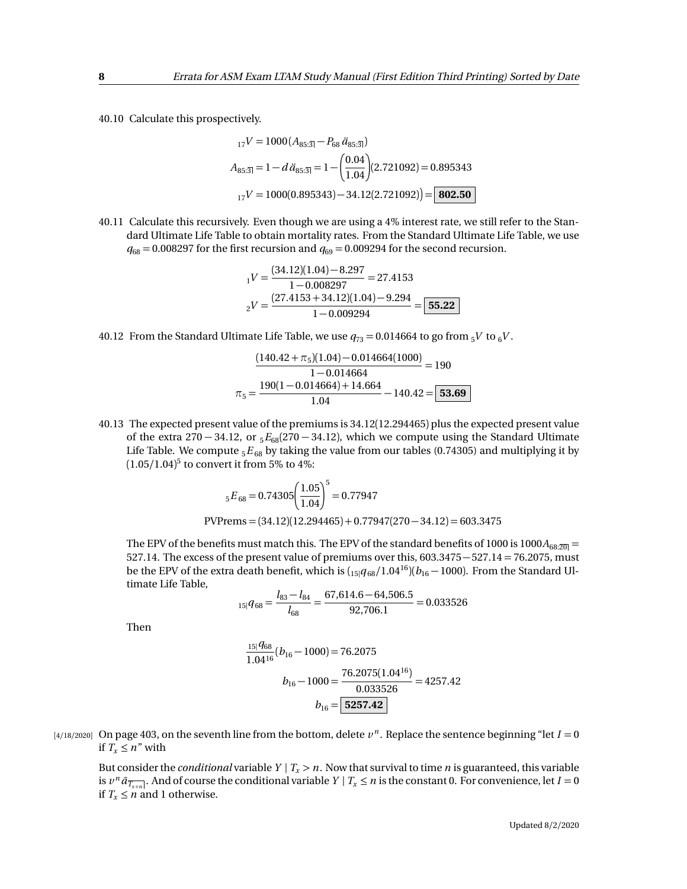40.10 Calculate this prospectively.

$$
{}_{17}V = 1000\left(A_{85:\overline{3}|} - P_{68}\,\ddot{a}_{85:\overline{3}|}\right)
$$

$$
A_{85:\overline{3}|} = 1 - d\,\ddot{a}_{85:\overline{3}|} = 1 - \left(\frac{0.04}{1.04}\right)(2.721092) = 0.895343
$$

$$
{}_{17}V = 1000(0.895343) - 34.12(2.721092)\big) = \boxed{\mathbf{802.50}}
$$

40.11 Calculate this recursively. Even though we are using a 4% interest rate, we still refer to the Standard Ultimate Life Table to obtain mortality rates. From the Standard Ultimate Life Table, we use $q_{68} = 0.008297$ for the first recursion and $q_{69} = 0.009294$ for the second recursion.

$$
{}_1V = \frac{(34.12)(1.04) - 8.297}{1 - 0.008297} = 27.4153
$$

$$
{}_2V = \frac{(27.4153 + 34.12)(1.04) - 9.294}{1 - 0.009294} = \boxed{\mathbf{55.22}}
$$

40.12 From the Standard Ultimate Life Table, we use $q_{73} = 0.014664$ to go from ${}_5V$ to ${}_6V$.

$$
\frac{(140.42 + \pi_5)(1.04) - 0.014664(1000)}{1 - 0.014664} = 190
$$

$$
\pi_5 = \frac{190(1 - 0.014664) + 14.664}{1.04} - 140.42 = \boxed{\mathbf{53.69}}
$$

40.13 The expected present value of the premiums is 34.12(12.294465) plus the expected present value of the extra $270 - 34.12$, or ${}_5E_{68}(270 - 34.12)$, which we compute using the Standard Ultimate Life Table. We compute ${}_5E_{68}$ by taking the value from our tables (0.74305) and multiplying it by $(1.05/1.04)^5$ to convert it from 5% to 4%:

$$
{}_5E_{68} = 0.74305\left(\frac{1.05}{1.04}\right)^5 = 0.77947
$$

$$
\text{PVPrems} = (34.12)(12.294465) + 0.77947(270 - 34.12) = 603.3475
$$

The EPV of the benefits must match this. The EPV of the standard benefits of 1000 is $1000A_{68:\overline{20}|} = 527.14$. The excess of the present value of premiums over this, $603.3475 - 527.14 = 76.2075$, must be the EPV of the extra death benefit, which is $({}_{15|}q_{68}/1.04^{16})(b_{16} - 1000)$. From the Standard Ultimate Life Table,

$$
{}_{15|}q_{68} = \frac{l_{83} - l_{84}}{l_{68}} = \frac{67{,}614.6 - 64{,}506.5}{92{,}706.1} = 0.033526
$$

Then

$$
\frac{{}_{15|}q_{68}}{1.04^{16}}(b_{16} - 1000) = 76.2075
$$

$$
b_{16} - 1000 = \frac{76.2075(1.04^{16})}{0.033526} = 4257.42
$$

$$
b_{16} = \boxed{\mathbf{5257.42}}
$$

[4/18/2020] On page 403, on the seventh line from the bottom, delete $v^n$. Replace the sentence beginning "let $I = 0$ if $T_x \le n$" with

But consider the *conditional* variable $Y \mid T_x > n$. Now that survival to time $n$ is guaranteed, this variable is $v^n \bar{a}_{\overline{T_{x+n}}|}$. And of course the conditional variable $Y \mid T_x \le n$ is the constant 0. For convenience, let $I = 0$ if $T_x \le n$ and 1 otherwise.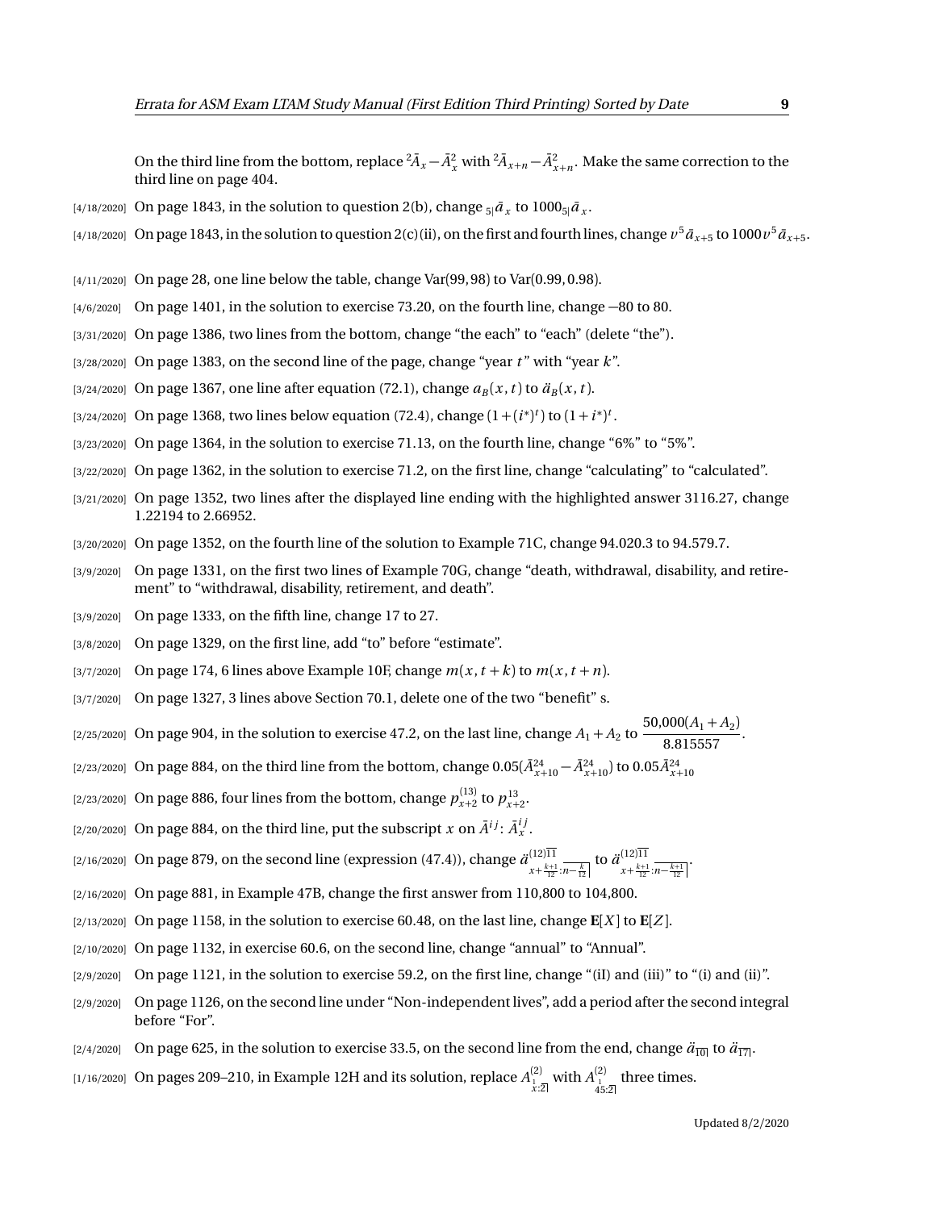On the third line from the bottom, replace ${}^2\bar{A}_x - \bar{A}_x^2$ with ${}^2\bar{A}_{x+n} - \bar{A}_{x+n}^2$. Make the same correction to the third line on page 404.

[4/18/2020] On page 1843, in the solution to question 2(b), change ${}_{5|}\bar{a}_x$ to $1000{}_{5|}\bar{a}_x$.

[4/18/2020] On page 1843, in the solution to question 2(c)(ii), on the first and fourth lines, change $v^5\bar{a}_{x+5}$ to $1000v^5\bar{a}_{x+5}$.

[4/11/2020] On page 28, one line below the table, change Var(99, 98) to Var(0.99, 0.98).

[4/6/2020] On page 1401, in the solution to exercise 73.20, on the fourth line, change −80 to 80.

[3/31/2020] On page 1386, two lines from the bottom, change "the each" to "each" (delete "the").

[3/28/2020] On page 1383, on the second line of the page, change "year $t$" with "year $k$".

[3/24/2020] On page 1367, one line after equation (72.1), change $a_B(x,t)$ to $\ddot{a}_B(x,t)$.

[3/24/2020] On page 1368, two lines below equation (72.4), change $(1+(i^*)^t)$ to $(1+i^*)^t$.

[3/23/2020] On page 1364, in the solution to exercise 71.13, on the fourth line, change "6%" to "5%".

[3/22/2020] On page 1362, in the solution to exercise 71.2, on the first line, change "calculating" to "calculated".

[3/21/2020] On page 1352, two lines after the displayed line ending with the highlighted answer 3116.27, change 1.22194 to 2.66952.

[3/20/2020] On page 1352, on the fourth line of the solution to Example 71C, change 94.020.3 to 94.579.7.

[3/9/2020] On page 1331, on the first two lines of Example 70G, change "death, withdrawal, disability, and retirement" to "withdrawal, disability, retirement, and death".

[3/9/2020] On page 1333, on the fifth line, change 17 to 27.

[3/8/2020] On page 1329, on the first line, add "to" before "estimate".

[3/7/2020] On page 174, 6 lines above Example 10F, change $m(x, t+k)$ to $m(x, t+n)$.

[3/7/2020] On page 1327, 3 lines above Section 70.1, delete one of the two "benefit" s.

[2/25/2020] On page 904, in the solution to exercise 47.2, on the last line, change $A_1 + A_2$ to $\dfrac{50{,}000(A_1+A_2)}{8.815557}$.

[2/23/2020] On page 884, on the third line from the bottom, change $0.05(\bar{A}_{x+10}^{24} - \bar{A}_{x+10}^{24})$ to $0.05\bar{A}_{x+10}^{24}$

[2/23/2020] On page 886, four lines from the bottom, change $p_{x+2}^{(13)}$ to $p_{x+2}^{13}$.

[2/20/2020] On page 884, on the third line, put the subscript $x$ on $\bar{A}^{ij}$: $\bar{A}_x^{ij}$.

[2/16/2020] On page 879, on the second line (expression (47.4)), change $\ddot{a}^{(12)\overline{11}}_{x+\frac{k+1}{12}:\overline{n-\frac{k}{12}}|}$ to $\ddot{a}^{(12)\overline{11}}_{x+\frac{k+1}{12}:\overline{n-\frac{k+1}{12}}|}$.

[2/16/2020] On page 881, in Example 47B, change the first answer from 110,800 to 104,800.

[2/13/2020] On page 1158, in the solution to exercise 60.48, on the last line, change $\mathbf{E}[X]$ to $\mathbf{E}[Z]$.

[2/10/2020] On page 1132, in exercise 60.6, on the second line, change "annual" to "Annual".

[2/9/2020] On page 1121, in the solution to exercise 59.2, on the first line, change "(iI) and (iii)" to "(i) and (ii)".

[2/9/2020] On page 1126, on the second line under "Non-independent lives", add a period after the second integral before "For".

[2/4/2020] On page 625, in the solution to exercise 33.5, on the second line from the end, change $\ddot{a}_{\overline{10}|}$ to $\ddot{a}_{\overline{17}|}$.

[1/16/2020] On pages 209–210, in Example 12H and its solution, replace $A^{(2)}_{\overset{1}{x}:\overline{2}|}$ with $A^{(2)}_{\overset{1}{45}:\overline{2}|}$ three times.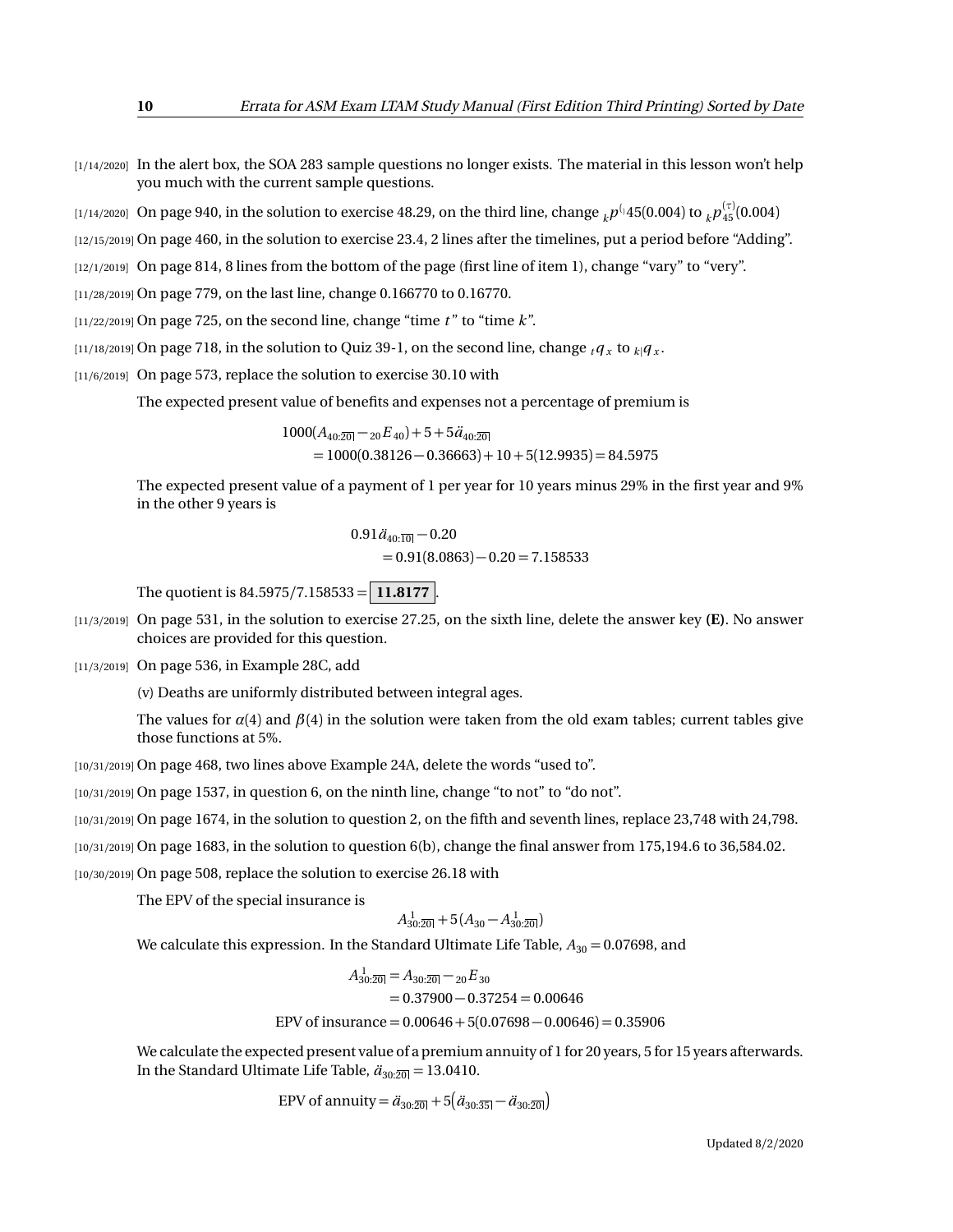[1/14/2020] In the alert box, the SOA 283 sample questions no longer exists. The material in this lesson won't help you much with the current sample questions.

[1/14/2020] On page 940, in the solution to exercise 48.29, on the third line, change ${}_kp^{(}45(0.004)$ to ${}_kp_{45}^{(\tau)}(0.004)$

[12/15/2019] On page 460, in the solution to exercise 23.4, 2 lines after the timelines, put a period before "Adding".

[12/1/2019] On page 814, 8 lines from the bottom of the page (first line of item 1), change "vary" to "very".

[11/28/2019] On page 779, on the last line, change 0.166770 to 0.16770.

[11/22/2019] On page 725, on the second line, change "time $t$" to "time $k$".

[11/18/2019] On page 718, in the solution to Quiz 39-1, on the second line, change ${}_tq_x$ to ${}_{k|}q_x$.

[11/6/2019] On page 573, replace the solution to exercise 30.10 with

The expected present value of benefits and expenses not a percentage of premium is

$$\begin{aligned}
&1000(A_{40:\overline{20}|} - {}_{20}E_{40}) + 5 + 5\ddot{a}_{40:\overline{20}|} \\
&\quad = 1000(0.38126 - 0.36663) + 10 + 5(12.9935) = 84.5975
\end{aligned}$$

The expected present value of a payment of 1 per year for 10 years minus 29% in the first year and 9% in the other 9 years is

$$\begin{aligned}
&0.91\ddot{a}_{40:\overline{10}|} - 0.20 \\
&\quad = 0.91(8.0863) - 0.20 = 7.158533
\end{aligned}$$

The quotient is $84.5975/7.158533 = \boxed{\mathbf{11.8177}}$.

[11/3/2019] On page 531, in the solution to exercise 27.25, on the sixth line, delete the answer key **(E)**. No answer choices are provided for this question.

[11/3/2019] On page 536, in Example 28C, add

(v) Deaths are uniformly distributed between integral ages.

The values for $\alpha(4)$ and $\beta(4)$ in the solution were taken from the old exam tables; current tables give those functions at 5%.

[10/31/2019] On page 468, two lines above Example 24A, delete the words "used to".

[10/31/2019] On page 1537, in question 6, on the ninth line, change "to not" to "do not".

[10/31/2019] On page 1674, in the solution to question 2, on the fifth and seventh lines, replace 23,748 with 24,798.

[10/31/2019] On page 1683, in the solution to question 6(b), change the final answer from 175,194.6 to 36,584.02.

[10/30/2019] On page 508, replace the solution to exercise 26.18 with

The EPV of the special insurance is

$$A^{1}_{30:\overline{20}|} + 5(A_{30} - A^{1}_{30:\overline{20}|})$$

We calculate this expression. In the Standard Ultimate Life Table, $A_{30} = 0.07698$, and

$$\begin{aligned}
A^{1}_{30:\overline{20}|} &= A_{30:\overline{20}|} - {}_{20}E_{30} \\
&= 0.37900 - 0.37254 = 0.00646 \\
\text{EPV of insurance} &= 0.00646 + 5(0.07698 - 0.00646) = 0.35906
\end{aligned}$$

We calculate the expected present value of a premium annuity of 1 for 20 years, 5 for 15 years afterwards. In the Standard Ultimate Life Table, $\ddot{a}_{30:\overline{20}|} = 13.0410$.

$$\text{EPV of annuity} = \ddot{a}_{30:\overline{20}|} + 5\big(\ddot{a}_{30:\overline{35}|} - \ddot{a}_{30:\overline{20}|}\big)$$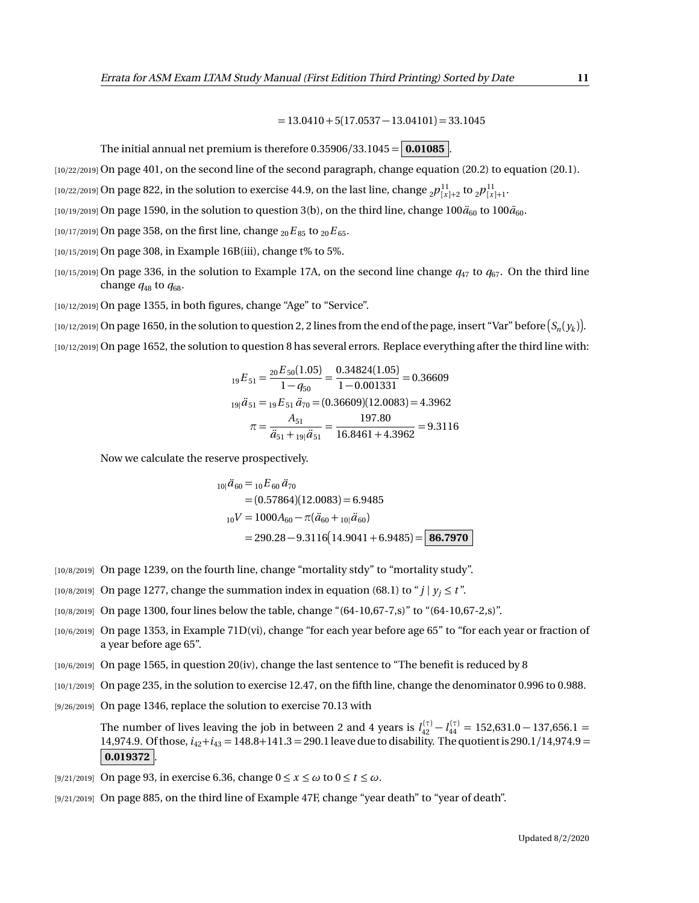$$= 13.0410 + 5(17.0537 - 13.04101) = 33.1045$$

The initial annual net premium is therefore $0.35906/33.1045 = \boxed{\mathbf{0.01085}}$.

[10/22/2019] On page 401, on the second line of the second paragraph, change equation (20.2) to equation (20.1).

[10/22/2019] On page 822, in the solution to exercise 44.9, on the last line, change ${}_2p^{11}_{[x]+2}$ to ${}_2p^{11}_{[x]+1}$.

[10/19/2019] On page 1590, in the solution to question 3(b), on the third line, change $100\ddot{a}_{60}$ to $100\bar{a}_{60}$.

[10/17/2019] On page 358, on the first line, change ${}_{20}E_{85}$ to ${}_{20}E_{65}$.

[10/15/2019] On page 308, in Example 16B(iii), change t% to 5%.

[10/15/2019] On page 336, in the solution to Example 17A, on the second line change $q_{47}$ to $q_{67}$. On the third line change $q_{48}$ to $q_{68}$.

[10/12/2019] On page 1355, in both figures, change "Age" to "Service".

[10/12/2019] On page 1650, in the solution to question 2, 2 lines from the end of the page, insert "Var" before $\big(S_n(y_k)\big)$.

[10/12/2019] On page 1652, the solution to question 8 has several errors. Replace everything after the third line with:

$$
\begin{aligned}
{}_{19}E_{51} &= \frac{{}_{20}E_{50}(1.05)}{1-q_{50}} = \frac{0.34824(1.05)}{1-0.001331} = 0.36609\\
{}_{19|}\ddot{a}_{51} &= {}_{19}E_{51}\,\ddot{a}_{70} = (0.36609)(12.0083) = 4.3962\\
\pi &= \frac{A_{51}}{\ddot{a}_{51} + {}_{19|}\ddot{a}_{51}} = \frac{197.80}{16.8461 + 4.3962} = 9.3116
\end{aligned}
$$

Now we calculate the reserve prospectively.

$$
\begin{aligned}
{}_{10|}\ddot{a}_{60} &= {}_{10}E_{60}\,\ddot{a}_{70}\\
&= (0.57864)(12.0083) = 6.9485\\
{}_{10}V &= 1000A_{60} - \pi(\ddot{a}_{60} + {}_{10|}\ddot{a}_{60})\\
&= 290.28 - 9.3116\big(14.9041 + 6.9485\big) = \boxed{\mathbf{86.7970}}
\end{aligned}
$$

[10/8/2019] On page 1239, on the fourth line, change "mortality stdy" to "mortality study".

[10/8/2019] On page 1277, change the summation index in equation (68.1) to "$j \mid y_j \le t$".

[10/8/2019] On page 1300, four lines below the table, change "(64-10,67-7,s)" to "(64-10,67-2,s)".

[10/6/2019] On page 1353, in Example 71D(vi), change "for each year before age 65" to "for each year or fraction of a year before age 65".

[10/6/2019] On page 1565, in question 20(iv), change the last sentence to "The benefit is reduced by 8

[10/1/2019] On page 235, in the solution to exercise 12.47, on the fifth line, change the denominator 0.996 to 0.988.

[9/26/2019] On page 1346, replace the solution to exercise 70.13 with

The number of lives leaving the job in between 2 and 4 years is $l^{(\tau)}_{42} - l^{(\tau)}_{44} = 152{,}631.0 - 137{,}656.1 = 14{,}974.9$. Of those, $i_{42} + i_{43} = 148.8 + 141.3 = 290.1$ leave due to disability. The quotient is $290.1/14{,}974.9 = \boxed{\mathbf{0.019372}}$.

[9/21/2019] On page 93, in exercise 6.36, change $0 \le x \le \omega$ to $0 \le t \le \omega$.

[9/21/2019] On page 885, on the third line of Example 47F, change "year death" to "year of death".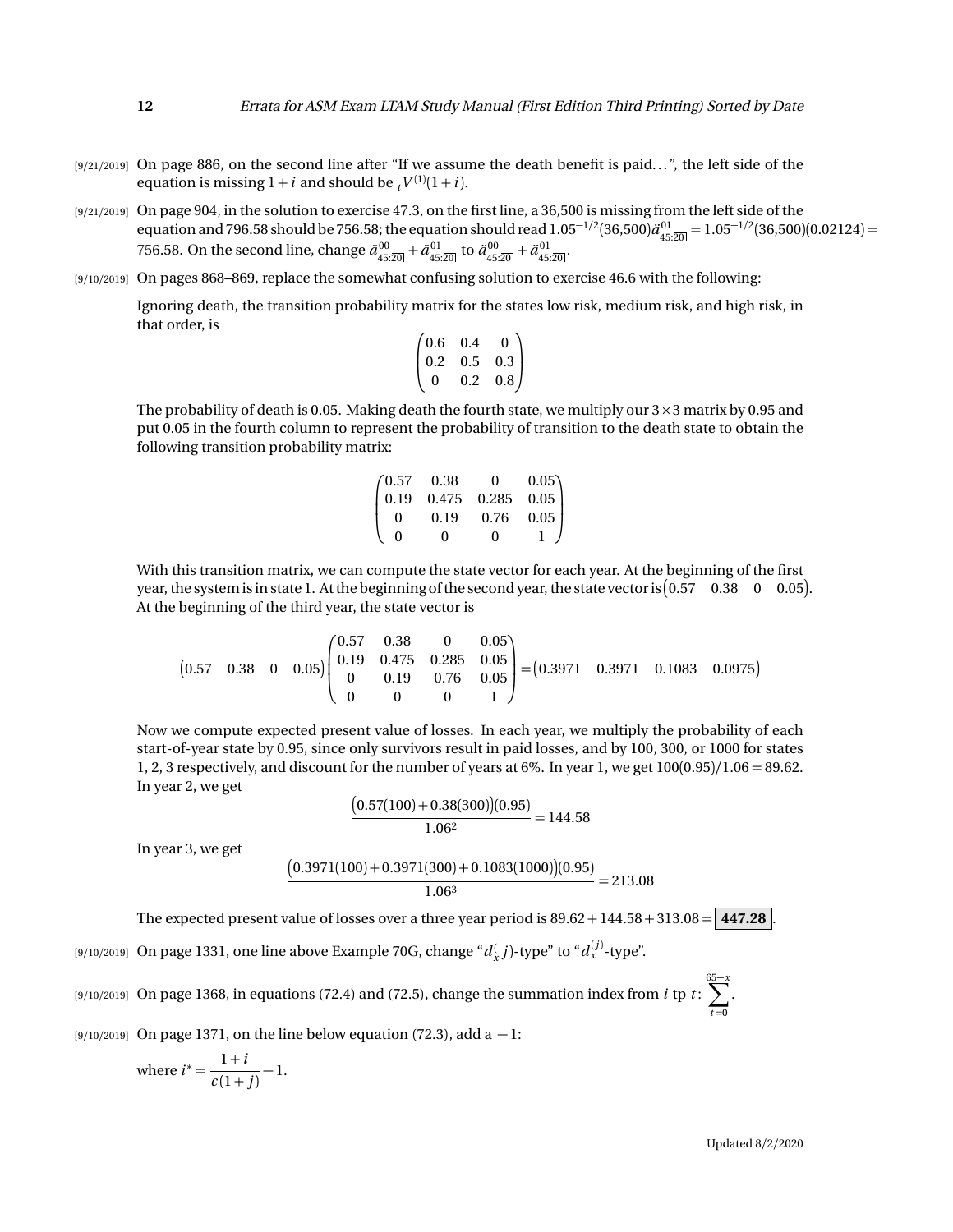[9/21/2019] On page 886, on the second line after "If we assume the death benefit is paid…", the left side of the equation is missing $1+i$ and should be ${}_tV^{(1)}(1+i)$.

[9/21/2019] On page 904, in the solution to exercise 47.3, on the first line, a 36,500 is missing from the left side of the equation and 796.58 should be 756.58; the equation should read $1.05^{-1/2}(36{,}500)\ddot{a}^{01}_{45:\overline{20}|} = 1.05^{-1/2}(36{,}500)(0.02124) = 756.58$. On the second line, change $\bar{a}^{00}_{45:\overline{20}|} + \bar{a}^{01}_{45:\overline{20}|}$ to $\ddot{a}^{00}_{45:\overline{20}|} + \ddot{a}^{01}_{45:\overline{20}|}$.

[9/10/2019] On pages 868–869, replace the somewhat confusing solution to exercise 46.6 with the following:

Ignoring death, the transition probability matrix for the states low risk, medium risk, and high risk, in that order, is

$$\begin{pmatrix} 0.6 & 0.4 & 0 \\ 0.2 & 0.5 & 0.3 \\ 0 & 0.2 & 0.8 \end{pmatrix}$$

The probability of death is 0.05. Making death the fourth state, we multiply our $3\times 3$ matrix by 0.95 and put 0.05 in the fourth column to represent the probability of transition to the death state to obtain the following transition probability matrix:

$$\begin{pmatrix} 0.57 & 0.38 & 0 & 0.05 \\ 0.19 & 0.475 & 0.285 & 0.05 \\ 0 & 0.19 & 0.76 & 0.05 \\ 0 & 0 & 0 & 1 \end{pmatrix}$$

With this transition matrix, we can compute the state vector for each year. At the beginning of the first year, the system is in state 1. At the beginning of the second year, the state vector is $\begin{pmatrix} 0.57 & 0.38 & 0 & 0.05 \end{pmatrix}$. At the beginning of the third year, the state vector is

$$\begin{pmatrix} 0.57 & 0.38 & 0 & 0.05 \end{pmatrix} \begin{pmatrix} 0.57 & 0.38 & 0 & 0.05 \\ 0.19 & 0.475 & 0.285 & 0.05 \\ 0 & 0.19 & 0.76 & 0.05 \\ 0 & 0 & 0 & 1 \end{pmatrix} = \begin{pmatrix} 0.3971 & 0.3971 & 0.1083 & 0.0975 \end{pmatrix}$$

Now we compute expected present value of losses. In each year, we multiply the probability of each start-of-year state by 0.95, since only survivors result in paid losses, and by 100, 300, or 1000 for states 1, 2, 3 respectively, and discount for the number of years at 6%. In year 1, we get $100(0.95)/1.06 = 89.62$. In year 2, we get

$$\frac{\big(0.57(100) + 0.38(300)\big)(0.95)}{1.06^2} = 144.58$$

In year 3, we get

$$\frac{\big(0.3971(100) + 0.3971(300) + 0.1083(1000)\big)(0.95)}{1.06^3} = 213.08$$

The expected present value of losses over a three year period is $89.62 + 144.58 + 313.08 = \boxed{\mathbf{447.28}}$.

[9/10/2019] On page 1331, one line above Example 70G, change "$d_x^{(}j)$-type" to "$d_x^{(j)}$-type".

[9/10/2019] On page 1368, in equations (72.4) and (72.5), change the summation index from $i$ tp $t$: $\sum_{t=0}^{65-x}$.

[9/10/2019] On page 1371, on the line below equation (72.3), add a $-1$:

where $i^* = \dfrac{1+i}{c(1+j)} - 1$.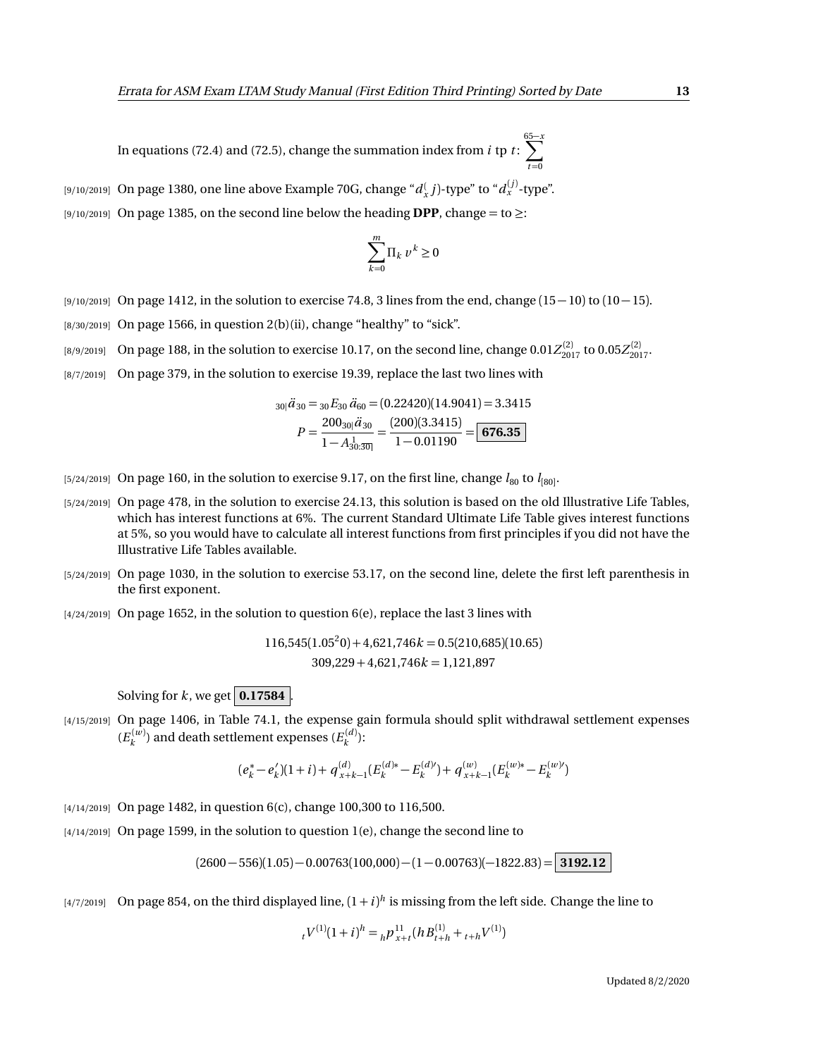In equations (72.4) and (72.5), change the summation index from $i$ tp $t$: $\sum_{t=0}^{65-x}$

[9/10/2019] On page 1380, one line above Example 70G, change "$d_x^( j)$-type" to "$d_x^{(j)}$-type".

[9/10/2019] On page 1385, on the second line below the heading **DPP**, change = to ≥:

$$\sum_{k=0}^{m} \Pi_k \, v^k \geq 0$$

[9/10/2019] On page 1412, in the solution to exercise 74.8, 3 lines from the end, change $(15-10)$ to $(10-15)$.

[8/30/2019] On page 1566, in question 2(b)(ii), change "healthy" to "sick".

[8/9/2019] On page 188, in the solution to exercise 10.17, on the second line, change $0.01Z_{2017}^{(2)}$ to $0.05Z_{2017}^{(2)}$.

[8/7/2019] On page 379, in the solution to exercise 19.39, replace the last two lines with

$$_{30|}\ddot{a}_{30} = {}_{30}E_{30}\,\ddot{a}_{60} = (0.22420)(14.9041) = 3.3415$$

$$P = \frac{200_{30|}\ddot{a}_{30}}{1 - A_{30:\overline{30}|}^{1}} = \frac{(200)(3.3415)}{1 - 0.01190} = \boxed{\mathbf{676.35}}$$

[5/24/2019] On page 160, in the solution to exercise 9.17, on the first line, change $l_{80}$ to $l_{[80]}$.

[5/24/2019] On page 478, in the solution to exercise 24.13, this solution is based on the old Illustrative Life Tables, which has interest functions at 6%. The current Standard Ultimate Life Table gives interest functions at 5%, so you would have to calculate all interest functions from first principles if you did not have the Illustrative Life Tables available.

[5/24/2019] On page 1030, in the solution to exercise 53.17, on the second line, delete the first left parenthesis in the first exponent.

[4/24/2019] On page 1652, in the solution to question 6(e), replace the last 3 lines with

$$116{,}545(1.05^20) + 4{,}621{,}746k = 0.5(210{,}685)(10.65)$$

$$309{,}229 + 4{,}621{,}746k = 1{,}121{,}897$$

Solving for $k$, we get $\boxed{\mathbf{0.17584}}$.

[4/15/2019] On page 1406, in Table 74.1, the expense gain formula should split withdrawal settlement expenses ($E_k^{(w)}$) and death settlement expenses ($E_k^{(d)}$):

$$(e_k^* - e_k')(1+i) + q_{x+k-1}^{(d)}(E_k^{(d)*} - E_k^{(d)\prime}) + q_{x+k-1}^{(w)}(E_k^{(w)*} - E_k^{(w)\prime})$$

[4/14/2019] On page 1482, in question 6(c), change 100,300 to 116,500.

[4/14/2019] On page 1599, in the solution to question 1(e), change the second line to

$$(2600 - 556)(1.05) - 0.00763(100{,}000) - (1 - 0.00763)(-1822.83) = \boxed{\mathbf{3192.12}}$$

[4/7/2019] On page 854, on the third displayed line, $(1+i)^h$ is missing from the left side. Change the line to

$${}_tV^{(1)}(1+i)^h = {}_hp_{x+t}^{11}(hB_{t+h}^{(1)} + {}_{t+h}V^{(1)})$$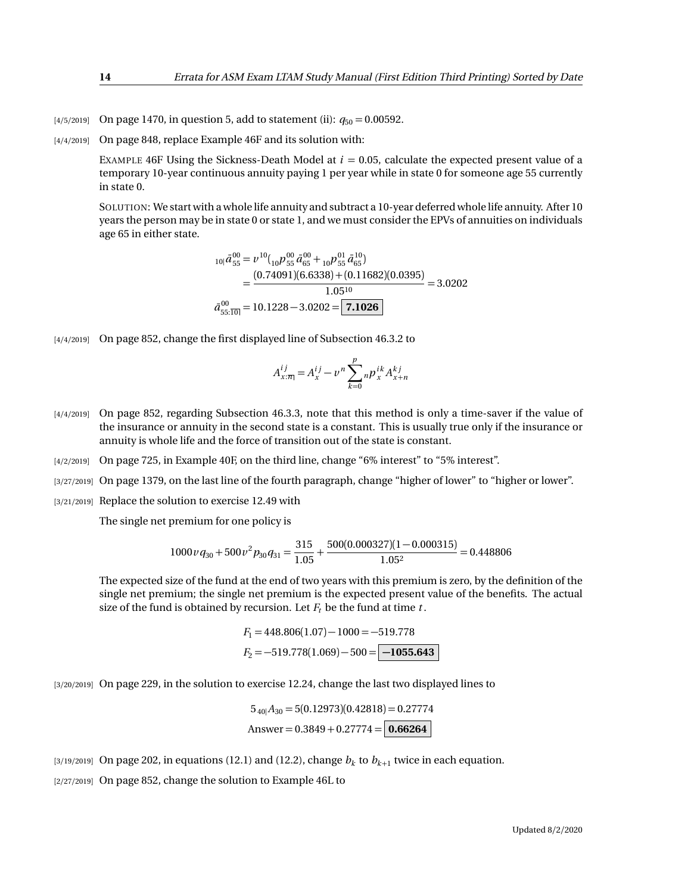[4/5/2019] On page 1470, in question 5, add to statement (ii): $q_{50} = 0.00592$.

[4/4/2019] On page 848, replace Example 46F and its solution with:

> EXAMPLE 46F Using the Sickness-Death Model at $i = 0.05$, calculate the expected present value of a temporary 10-year continuous annuity paying 1 per year while in state 0 for someone age 55 currently in state 0.
>
> SOLUTION: We start with a whole life annuity and subtract a 10-year deferred whole life annuity. After 10 years the person may be in state 0 or state 1, and we must consider the EPVs of annuities on individuals age 65 in either state.
>
> $$\begin{aligned} {}_{10|}\bar{a}_{55}^{00} &= v^{10}\left({}_{10}p_{55}^{00}\,\bar{a}_{65}^{00} + {}_{10}p_{55}^{01}\,\bar{a}_{65}^{10}\right) \\ &= \frac{(0.74091)(6.6338) + (0.11682)(0.0395)}{1.05^{10}} = 3.0202 \\ \bar{a}_{55:\overline{10}|}^{00} &= 10.1228 - 3.0202 = \boxed{\mathbf{7.1026}} \end{aligned}$$

[4/4/2019] On page 852, change the first displayed line of Subsection 46.3.2 to

$$A_{x:\overline{n}|}^{ij} = A_x^{ij} - v^n \sum_{k=0}^{p} {}_np_x^{ik} A_{x+n}^{kj}$$

[4/4/2019] On page 852, regarding Subsection 46.3.3, note that this method is only a time-saver if the value of the insurance or annuity in the second state is a constant. This is usually true only if the insurance or annuity is whole life and the force of transition out of the state is constant.

[4/2/2019] On page 725, in Example 40F, on the third line, change "6% interest" to "5% interest".

[3/27/2019] On page 1379, on the last line of the fourth paragraph, change "higher of lower" to "higher or lower".

[3/21/2019] Replace the solution to exercise 12.49 with

> The single net premium for one policy is
>
> $$1000v\,q_{30} + 500v^2\,p_{30}\,q_{31} = \frac{315}{1.05} + \frac{500(0.000327)(1-0.000315)}{1.05^2} = 0.448806$$
>
> The expected size of the fund at the end of two years with this premium is zero, by the definition of the single net premium; the single net premium is the expected present value of the benefits. The actual size of the fund is obtained by recursion. Let $F_t$ be the fund at time $t$.
>
> $$\begin{aligned} F_1 &= 448.806(1.07) - 1000 = -519.778 \\ F_2 &= -519.778(1.069) - 500 = \boxed{\mathbf{-1055.643}} \end{aligned}$$

[3/20/2019] On page 229, in the solution to exercise 12.24, change the last two displayed lines to

$$\begin{aligned} 5\,{}_{40|}A_{30} &= 5(0.12973)(0.42818) = 0.27774 \\ \text{Answer} &= 0.3849 + 0.27774 = \boxed{\mathbf{0.66264}} \end{aligned}$$

[3/19/2019] On page 202, in equations (12.1) and (12.2), change $b_k$ to $b_{k+1}$ twice in each equation.

[2/27/2019] On page 852, change the solution to Example 46L to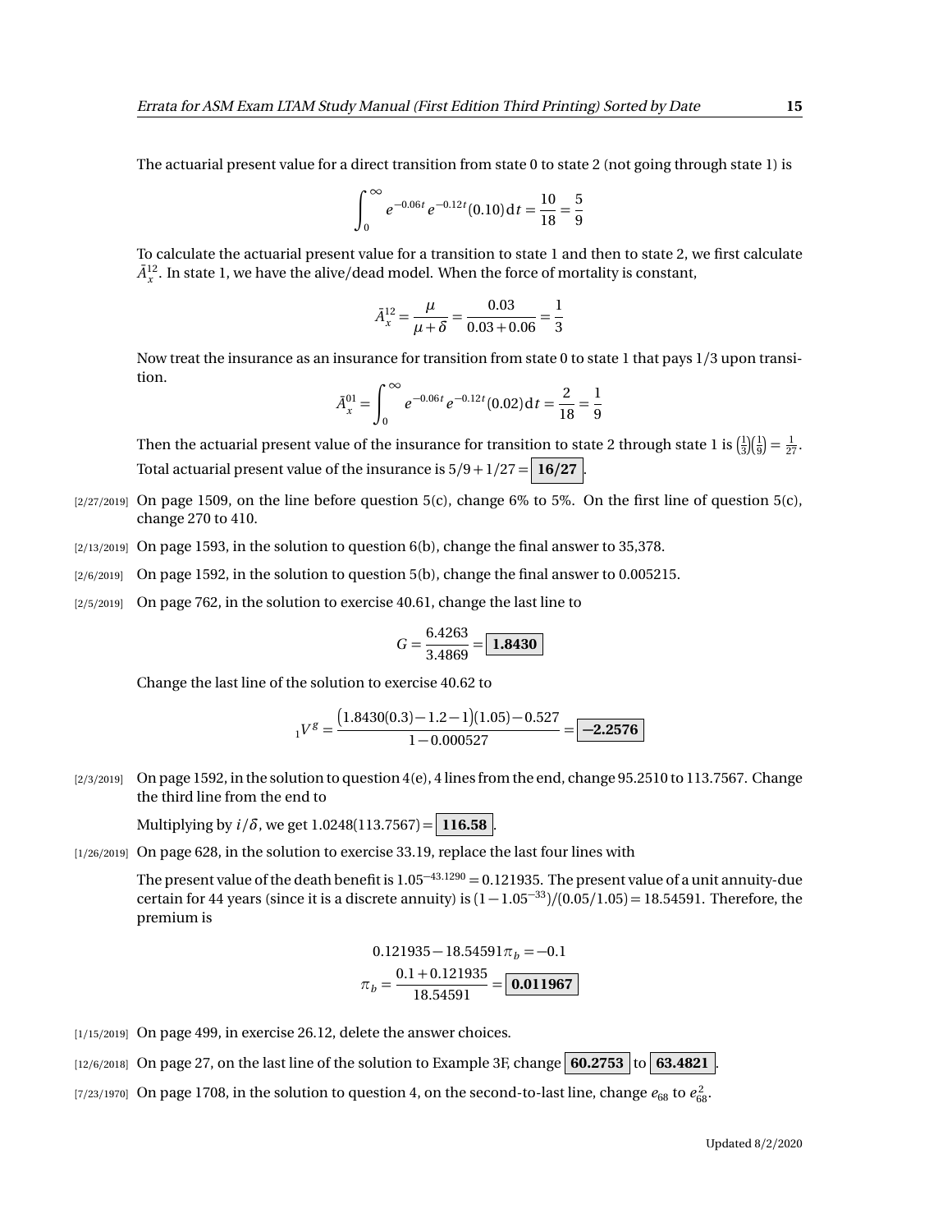The actuarial present value for a direct transition from state 0 to state 2 (not going through state 1) is

$$\int_0^\infty e^{-0.06t} e^{-0.12t}(0.10)\,\mathrm{d}t = \frac{10}{18} = \frac{5}{9}$$

To calculate the actuarial present value for a transition to state 1 and then to state 2, we first calculate $\bar{A}_x^{12}$. In state 1, we have the alive/dead model. When the force of mortality is constant,

$$\bar{A}_x^{12} = \frac{\mu}{\mu+\delta} = \frac{0.03}{0.03+0.06} = \frac{1}{3}$$

Now treat the insurance as an insurance for transition from state 0 to state 1 that pays 1/3 upon transition.

$$\bar{A}_x^{01} = \int_0^\infty e^{-0.06t} e^{-0.12t}(0.02)\,\mathrm{d}t = \frac{2}{18} = \frac{1}{9}$$

Then the actuarial present value of the insurance for transition to state 2 through state 1 is $\left(\frac{1}{3}\right)\left(\frac{1}{9}\right) = \frac{1}{27}$. Total actuarial present value of the insurance is $5/9 + 1/27 = \boxed{\mathbf{16/27}}$.

[2/27/2019] On page 1509, on the line before question 5(c), change 6% to 5%. On the first line of question 5(c), change 270 to 410.

[2/13/2019] On page 1593, in the solution to question 6(b), change the final answer to 35,378.

[2/6/2019] On page 1592, in the solution to question 5(b), change the final answer to 0.005215.

[2/5/2019] On page 762, in the solution to exercise 40.61, change the last line to

$$G = \frac{6.4263}{3.4869} = \boxed{\mathbf{1.8430}}$$

Change the last line of the solution to exercise 40.62 to

$${}_1V^g = \frac{\big(1.8430(0.3) - 1.2 - 1\big)(1.05) - 0.527}{1 - 0.000527} = \boxed{\mathbf{-2.2576}}$$

[2/3/2019] On page 1592, in the solution to question 4(e), 4 lines from the end, change 95.2510 to 113.7567. Change the third line from the end to

Multiplying by $i/\delta$, we get $1.0248(113.7567) = \boxed{\mathbf{116.58}}$.

[1/26/2019] On page 628, in the solution to exercise 33.19, replace the last four lines with

The present value of the death benefit is $1.05^{-43.1290} = 0.121935$. The present value of a unit annuity-due certain for 44 years (since it is a discrete annuity) is $(1 - 1.05^{-33})/(0.05/1.05) = 18.54591$. Therefore, the premium is

$$0.121935 - 18.54591\pi_b = -0.1$$

$$\pi_b = \frac{0.1 + 0.121935}{18.54591} = \boxed{\mathbf{0.011967}}$$

[1/15/2019] On page 499, in exercise 26.12, delete the answer choices.

[12/6/2018] On page 27, on the last line of the solution to Example 3F, change $\boxed{\mathbf{60.2753}}$ to $\boxed{\mathbf{63.4821}}$.

[7/23/1970] On page 1708, in the solution to question 4, on the second-to-last line, change $e_{68}$ to $e_{68}^2$.